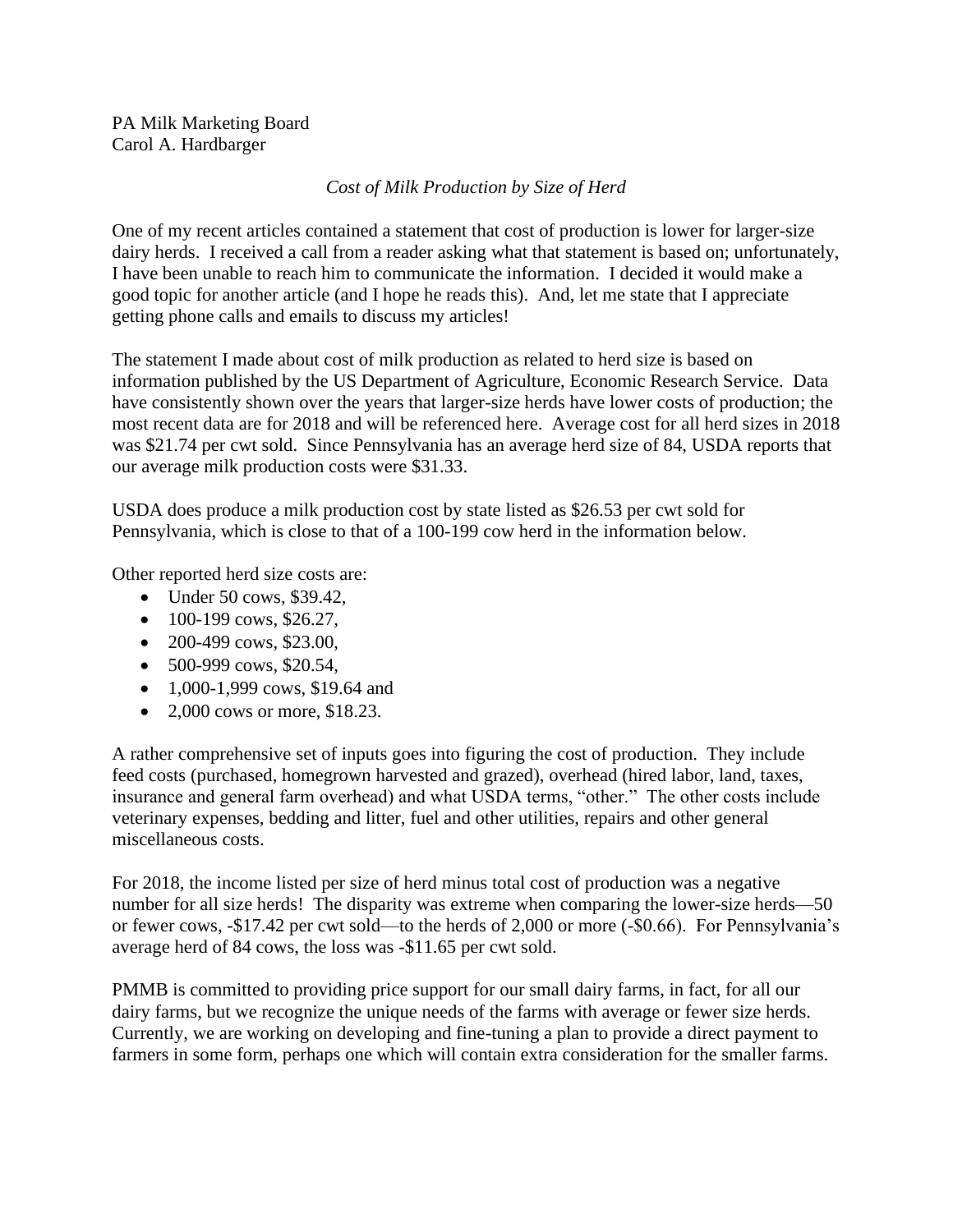PA Milk Marketing Board
Carol A. Hardbarger

*Cost of Milk Production by Size of Herd*

One of my recent articles contained a statement that cost of production is lower for larger-size dairy herds. I received a call from a reader asking what that statement is based on; unfortunately, I have been unable to reach him to communicate the information. I decided it would make a good topic for another article (and I hope he reads this). And, let me state that I appreciate getting phone calls and emails to discuss my articles!

The statement I made about cost of milk production as related to herd size is based on information published by the US Department of Agriculture, Economic Research Service. Data have consistently shown over the years that larger-size herds have lower costs of production; the most recent data are for 2018 and will be referenced here. Average cost for all herd sizes in 2018 was $21.74 per cwt sold. Since Pennsylvania has an average herd size of 84, USDA reports that our average milk production costs were $31.33.

USDA does produce a milk production cost by state listed as $26.53 per cwt sold for Pennsylvania, which is close to that of a 100-199 cow herd in the information below.

Other reported herd size costs are:

- Under 50 cows, $39.42,
- 100-199 cows, $26.27,
- 200-499 cows, $23.00,
- 500-999 cows, $20.54,
- 1,000-1,999 cows, $19.64 and
- 2,000 cows or more, $18.23.

A rather comprehensive set of inputs goes into figuring the cost of production. They include feed costs (purchased, homegrown harvested and grazed), overhead (hired labor, land, taxes, insurance and general farm overhead) and what USDA terms, "other." The other costs include veterinary expenses, bedding and litter, fuel and other utilities, repairs and other general miscellaneous costs.

For 2018, the income listed per size of herd minus total cost of production was a negative number for all size herds! The disparity was extreme when comparing the lower-size herds—50 or fewer cows, -$17.42 per cwt sold—to the herds of 2,000 or more (-$0.66). For Pennsylvania's average herd of 84 cows, the loss was -$11.65 per cwt sold.

PMMB is committed to providing price support for our small dairy farms, in fact, for all our dairy farms, but we recognize the unique needs of the farms with average or fewer size herds. Currently, we are working on developing and fine-tuning a plan to provide a direct payment to farmers in some form, perhaps one which will contain extra consideration for the smaller farms.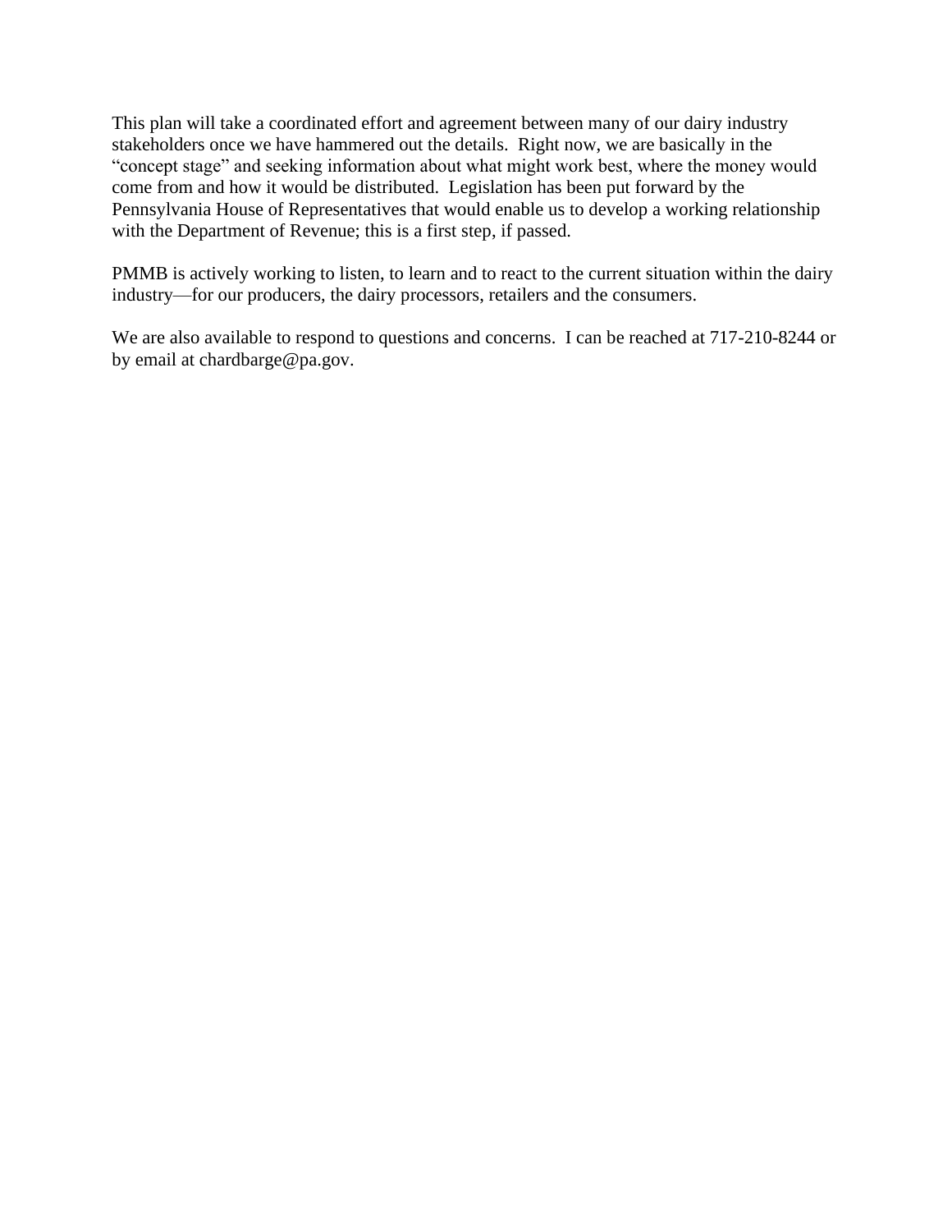This plan will take a coordinated effort and agreement between many of our dairy industry stakeholders once we have hammered out the details. Right now, we are basically in the "concept stage" and seeking information about what might work best, where the money would come from and how it would be distributed. Legislation has been put forward by the Pennsylvania House of Representatives that would enable us to develop a working relationship with the Department of Revenue; this is a first step, if passed.

PMMB is actively working to listen, to learn and to react to the current situation within the dairy industry—for our producers, the dairy processors, retailers and the consumers.

We are also available to respond to questions and concerns. I can be reached at 717-210-8244 or by email at chardbarge@pa.gov.